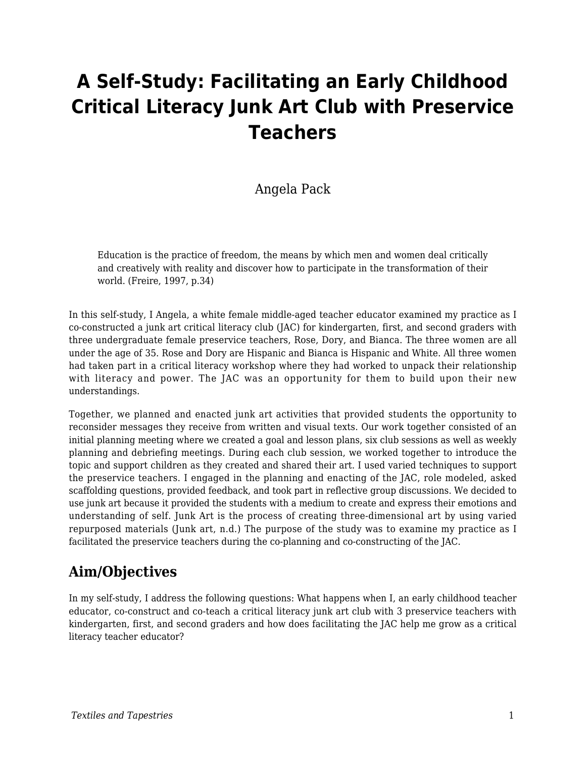# A Self-Study: Facilitating an Early Childhood Critical Literacy Junk Art Club with Preservice Teachers

Angela Pack

> Education is the practice of freedom, the means by which men and women deal critically and creatively with reality and discover how to participate in the transformation of their world. (Freire, 1997, p.34)

In this self-study, I Angela, a white female middle-aged teacher educator examined my practice as I co-constructed a junk art critical literacy club (JAC) for kindergarten, first, and second graders with three undergraduate female preservice teachers, Rose, Dory, and Bianca. The three women are all under the age of 35. Rose and Dory are Hispanic and Bianca is Hispanic and White. All three women had taken part in a critical literacy workshop where they had worked to unpack their relationship with literacy and power. The JAC was an opportunity for them to build upon their new understandings.

Together, we planned and enacted junk art activities that provided students the opportunity to reconsider messages they receive from written and visual texts. Our work together consisted of an initial planning meeting where we created a goal and lesson plans, six club sessions as well as weekly planning and debriefing meetings. During each club session, we worked together to introduce the topic and support children as they created and shared their art. I used varied techniques to support the preservice teachers. I engaged in the planning and enacting of the JAC, role modeled, asked scaffolding questions, provided feedback, and took part in reflective group discussions. We decided to use junk art because it provided the students with a medium to create and express their emotions and understanding of self. Junk Art is the process of creating three-dimensional art by using varied repurposed materials (Junk art, n.d.) The purpose of the study was to examine my practice as I facilitated the preservice teachers during the co-planning and co-constructing of the JAC.

## Aim/Objectives

In my self-study, I address the following questions: What happens when I, an early childhood teacher educator, co-construct and co-teach a critical literacy junk art club with 3 preservice teachers with kindergarten, first, and second graders and how does facilitating the JAC help me grow as a critical literacy teacher educator?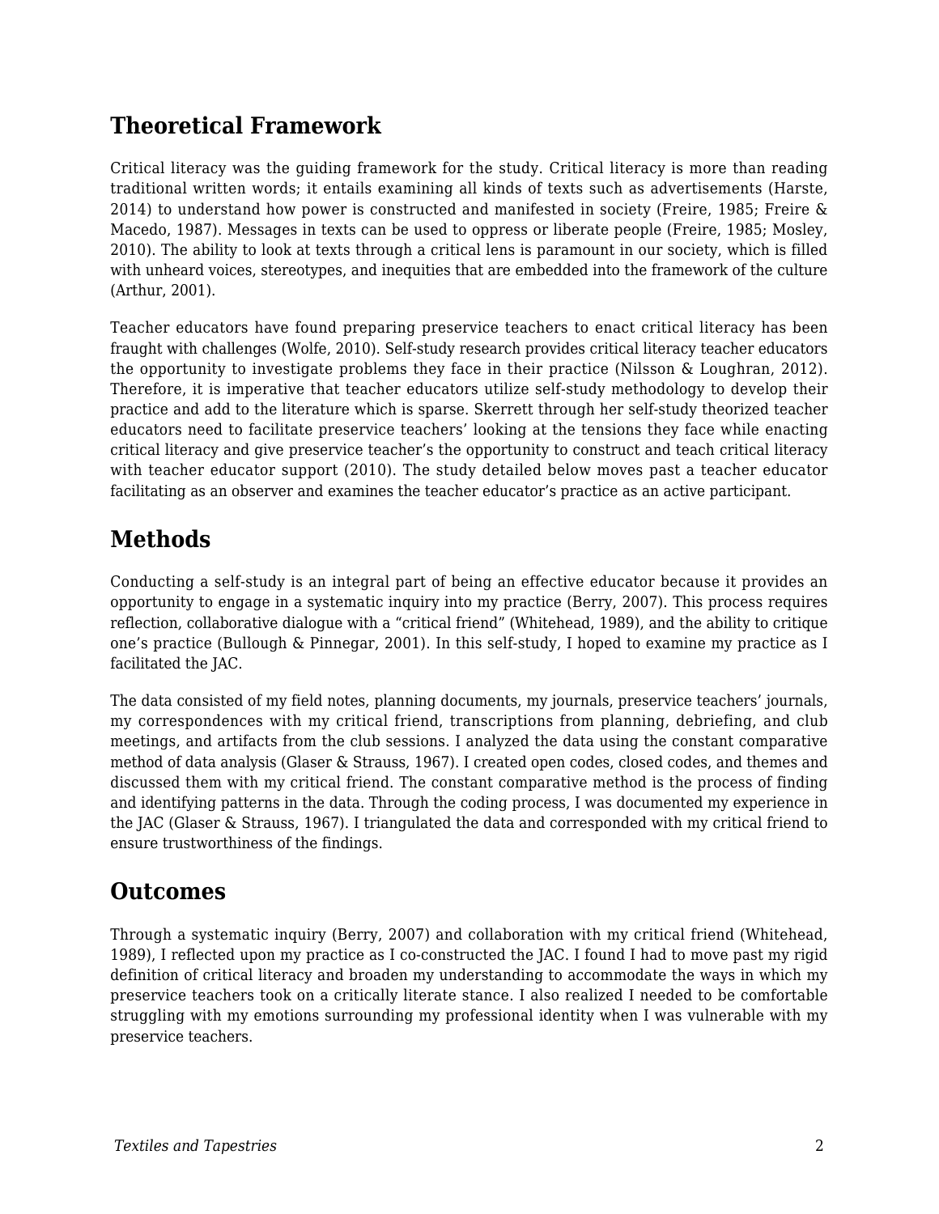## Theoretical Framework

Critical literacy was the guiding framework for the study. Critical literacy is more than reading traditional written words; it entails examining all kinds of texts such as advertisements (Harste, 2014) to understand how power is constructed and manifested in society (Freire, 1985; Freire & Macedo, 1987). Messages in texts can be used to oppress or liberate people (Freire, 1985; Mosley, 2010). The ability to look at texts through a critical lens is paramount in our society, which is filled with unheard voices, stereotypes, and inequities that are embedded into the framework of the culture (Arthur, 2001).

Teacher educators have found preparing preservice teachers to enact critical literacy has been fraught with challenges (Wolfe, 2010). Self-study research provides critical literacy teacher educators the opportunity to investigate problems they face in their practice (Nilsson & Loughran, 2012). Therefore, it is imperative that teacher educators utilize self-study methodology to develop their practice and add to the literature which is sparse. Skerrett through her self-study theorized teacher educators need to facilitate preservice teachers' looking at the tensions they face while enacting critical literacy and give preservice teacher's the opportunity to construct and teach critical literacy with teacher educator support (2010). The study detailed below moves past a teacher educator facilitating as an observer and examines the teacher educator's practice as an active participant.

## Methods

Conducting a self-study is an integral part of being an effective educator because it provides an opportunity to engage in a systematic inquiry into my practice (Berry, 2007). This process requires reflection, collaborative dialogue with a "critical friend" (Whitehead, 1989), and the ability to critique one's practice (Bullough & Pinnegar, 2001). In this self-study, I hoped to examine my practice as I facilitated the JAC.

The data consisted of my field notes, planning documents, my journals, preservice teachers' journals, my correspondences with my critical friend, transcriptions from planning, debriefing, and club meetings, and artifacts from the club sessions. I analyzed the data using the constant comparative method of data analysis (Glaser & Strauss, 1967). I created open codes, closed codes, and themes and discussed them with my critical friend. The constant comparative method is the process of finding and identifying patterns in the data. Through the coding process, I was documented my experience in the JAC (Glaser & Strauss, 1967). I triangulated the data and corresponded with my critical friend to ensure trustworthiness of the findings.

## Outcomes

Through a systematic inquiry (Berry, 2007) and collaboration with my critical friend (Whitehead, 1989), I reflected upon my practice as I co-constructed the JAC. I found I had to move past my rigid definition of critical literacy and broaden my understanding to accommodate the ways in which my preservice teachers took on a critically literate stance. I also realized I needed to be comfortable struggling with my emotions surrounding my professional identity when I was vulnerable with my preservice teachers.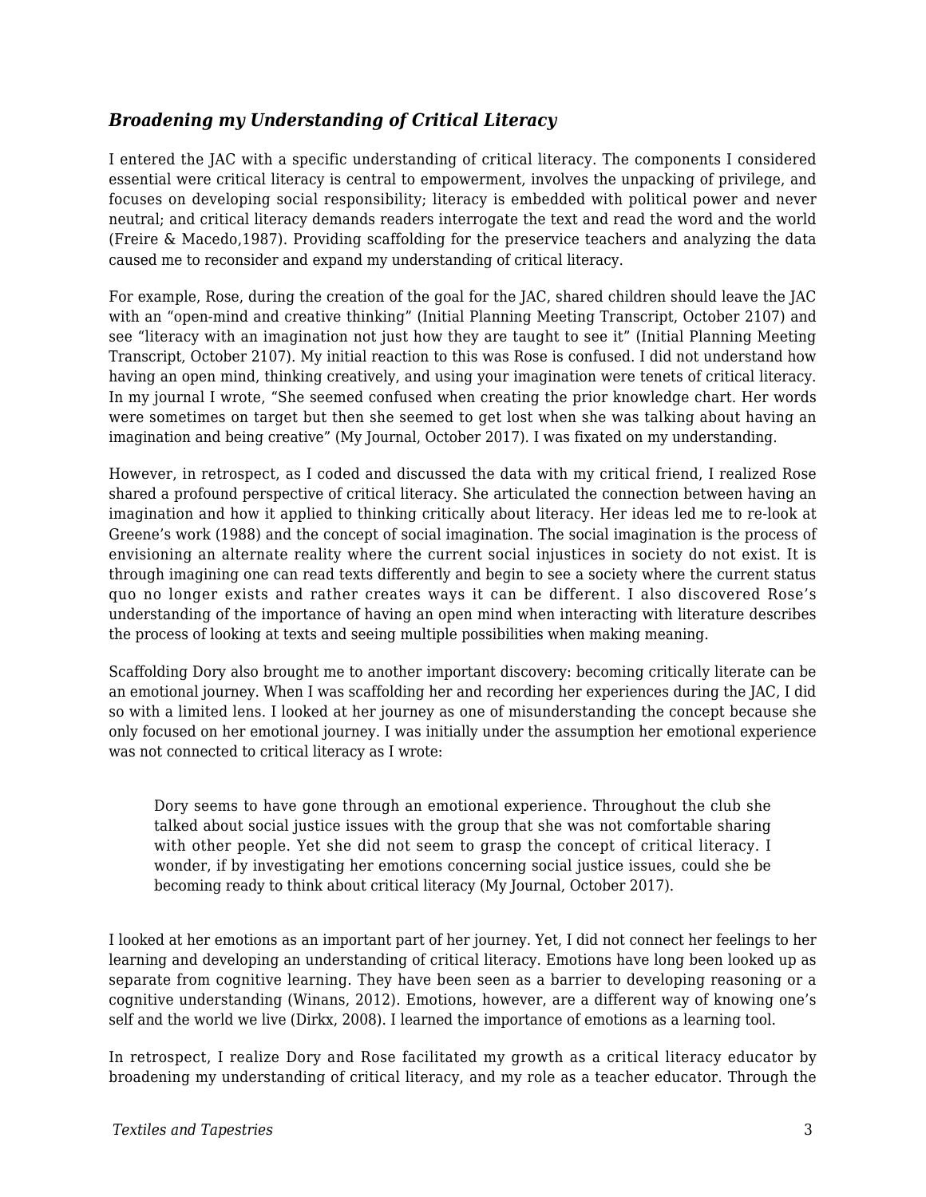### *Broadening my Understanding of Critical Literacy*

I entered the JAC with a specific understanding of critical literacy. The components I considered essential were critical literacy is central to empowerment, involves the unpacking of privilege, and focuses on developing social responsibility; literacy is embedded with political power and never neutral; and critical literacy demands readers interrogate the text and read the word and the world (Freire & Macedo,1987). Providing scaffolding for the preservice teachers and analyzing the data caused me to reconsider and expand my understanding of critical literacy.

For example, Rose, during the creation of the goal for the JAC, shared children should leave the JAC with an "open-mind and creative thinking" (Initial Planning Meeting Transcript, October 2107) and see "literacy with an imagination not just how they are taught to see it" (Initial Planning Meeting Transcript, October 2107). My initial reaction to this was Rose is confused. I did not understand how having an open mind, thinking creatively, and using your imagination were tenets of critical literacy. In my journal I wrote, "She seemed confused when creating the prior knowledge chart. Her words were sometimes on target but then she seemed to get lost when she was talking about having an imagination and being creative" (My Journal, October 2017). I was fixated on my understanding.

However, in retrospect, as I coded and discussed the data with my critical friend, I realized Rose shared a profound perspective of critical literacy. She articulated the connection between having an imagination and how it applied to thinking critically about literacy. Her ideas led me to re-look at Greene's work (1988) and the concept of social imagination. The social imagination is the process of envisioning an alternate reality where the current social injustices in society do not exist. It is through imagining one can read texts differently and begin to see a society where the current status quo no longer exists and rather creates ways it can be different. I also discovered Rose's understanding of the importance of having an open mind when interacting with literature describes the process of looking at texts and seeing multiple possibilities when making meaning.

Scaffolding Dory also brought me to another important discovery: becoming critically literate can be an emotional journey. When I was scaffolding her and recording her experiences during the JAC, I did so with a limited lens. I looked at her journey as one of misunderstanding the concept because she only focused on her emotional journey. I was initially under the assumption her emotional experience was not connected to critical literacy as I wrote:

> Dory seems to have gone through an emotional experience. Throughout the club she talked about social justice issues with the group that she was not comfortable sharing with other people. Yet she did not seem to grasp the concept of critical literacy. I wonder, if by investigating her emotions concerning social justice issues, could she be becoming ready to think about critical literacy (My Journal, October 2017).

I looked at her emotions as an important part of her journey. Yet, I did not connect her feelings to her learning and developing an understanding of critical literacy. Emotions have long been looked up as separate from cognitive learning. They have been seen as a barrier to developing reasoning or a cognitive understanding (Winans, 2012). Emotions, however, are a different way of knowing one's self and the world we live (Dirkx, 2008). I learned the importance of emotions as a learning tool.

In retrospect, I realize Dory and Rose facilitated my growth as a critical literacy educator by broadening my understanding of critical literacy, and my role as a teacher educator. Through the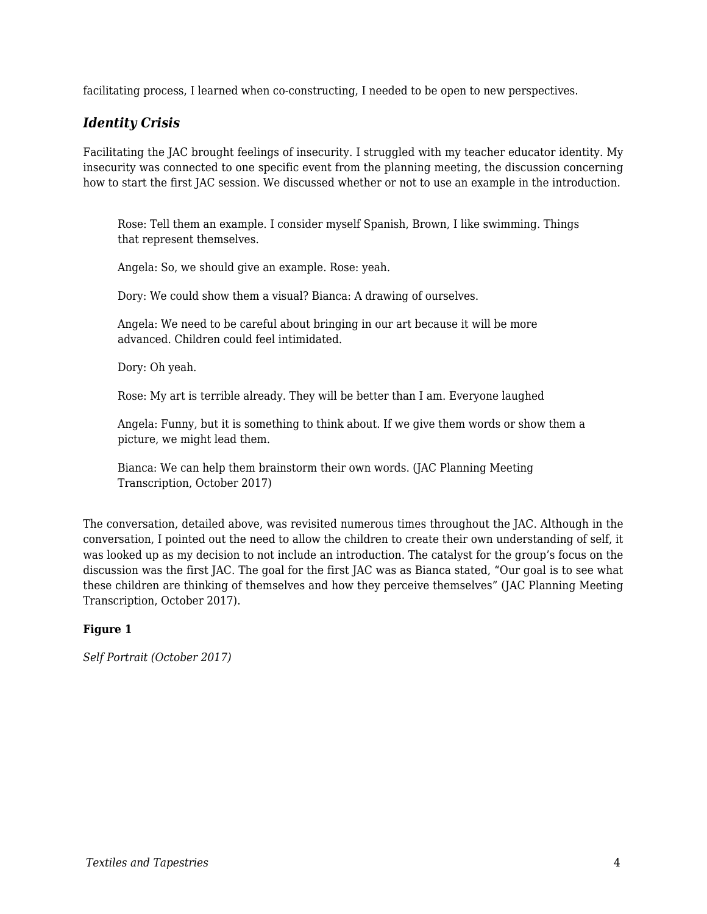facilitating process, I learned when co-constructing, I needed to be open to new perspectives.

### *Identity Crisis*

Facilitating the JAC brought feelings of insecurity. I struggled with my teacher educator identity. My insecurity was connected to one specific event from the planning meeting, the discussion concerning how to start the first JAC session. We discussed whether or not to use an example in the introduction.

> Rose: Tell them an example. I consider myself Spanish, Brown, I like swimming. Things that represent themselves.
>
> Angela: So, we should give an example. Rose: yeah.
>
> Dory: We could show them a visual? Bianca: A drawing of ourselves.
>
> Angela: We need to be careful about bringing in our art because it will be more advanced. Children could feel intimidated.
>
> Dory: Oh yeah.
>
> Rose: My art is terrible already. They will be better than I am. Everyone laughed
>
> Angela: Funny, but it is something to think about. If we give them words or show them a picture, we might lead them.
>
> Bianca: We can help them brainstorm their own words. (JAC Planning Meeting Transcription, October 2017)

The conversation, detailed above, was revisited numerous times throughout the JAC. Although in the conversation, I pointed out the need to allow the children to create their own understanding of self, it was looked up as my decision to not include an introduction. The catalyst for the group's focus on the discussion was the first JAC. The goal for the first JAC was as Bianca stated, "Our goal is to see what these children are thinking of themselves and how they perceive themselves" (JAC Planning Meeting Transcription, October 2017).

**Figure 1**

*Self Portrait (October 2017)*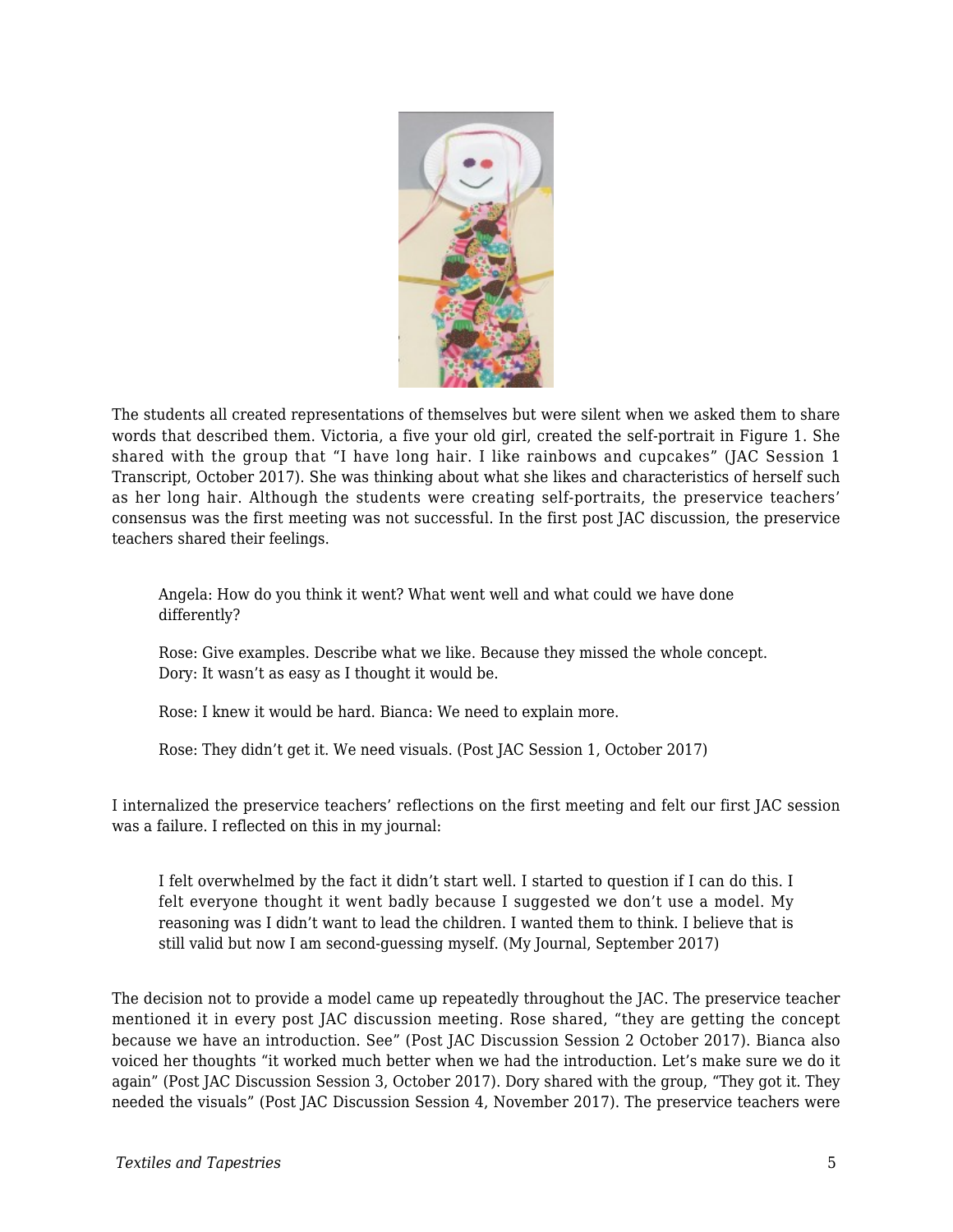The students all created representations of themselves but were silent when we asked them to share words that described them. Victoria, a five your old girl, created the self-portrait in Figure 1. She shared with the group that "I have long hair. I like rainbows and cupcakes" (JAC Session 1 Transcript, October 2017). She was thinking about what she likes and characteristics of herself such as her long hair. Although the students were creating self-portraits, the preservice teachers' consensus was the first meeting was not successful. In the first post JAC discussion, the preservice teachers shared their feelings.

> Angela: How do you think it went? What went well and what could we have done differently?
>
> Rose: Give examples. Describe what we like. Because they missed the whole concept. Dory: It wasn't as easy as I thought it would be.
>
> Rose: I knew it would be hard. Bianca: We need to explain more.
>
> Rose: They didn't get it. We need visuals. (Post JAC Session 1, October 2017)

I internalized the preservice teachers' reflections on the first meeting and felt our first JAC session was a failure. I reflected on this in my journal:

> I felt overwhelmed by the fact it didn't start well. I started to question if I can do this. I felt everyone thought it went badly because I suggested we don't use a model. My reasoning was I didn't want to lead the children. I wanted them to think. I believe that is still valid but now I am second-guessing myself. (My Journal, September 2017)

The decision not to provide a model came up repeatedly throughout the JAC. The preservice teacher mentioned it in every post JAC discussion meeting. Rose shared, "they are getting the concept because we have an introduction. See" (Post JAC Discussion Session 2 October 2017). Bianca also voiced her thoughts "it worked much better when we had the introduction. Let's make sure we do it again" (Post JAC Discussion Session 3, October 2017). Dory shared with the group, "They got it. They needed the visuals" (Post JAC Discussion Session 4, November 2017). The preservice teachers were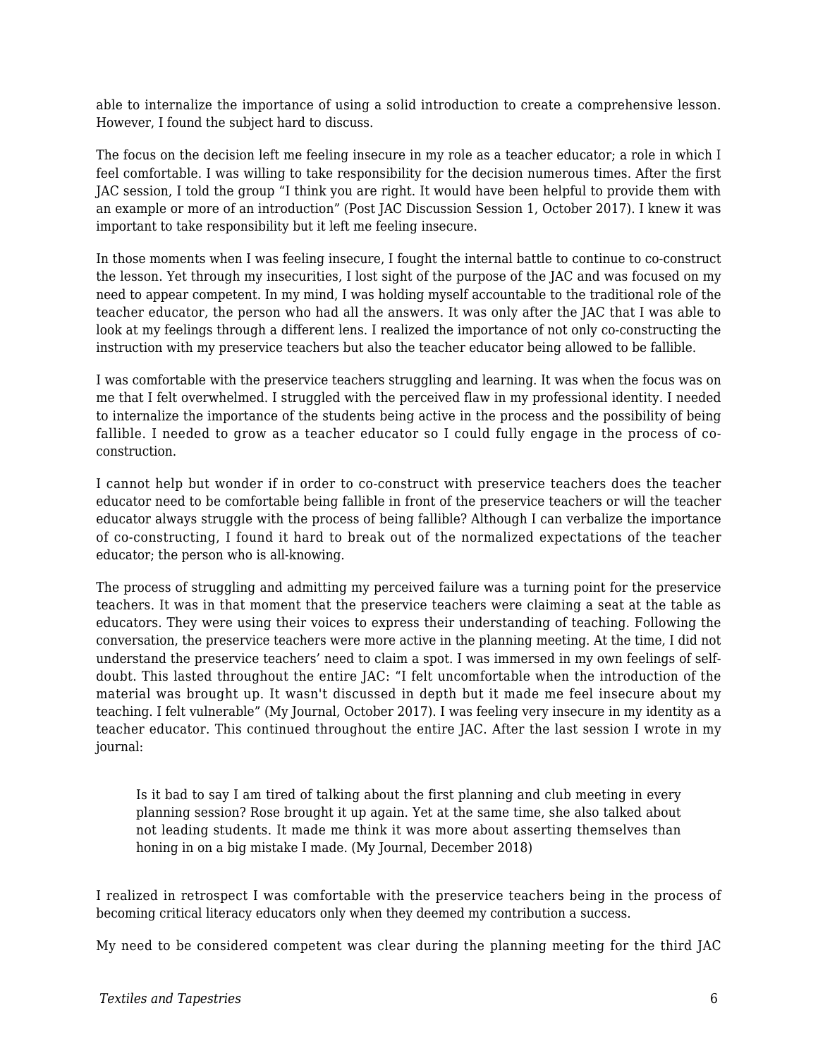able to internalize the importance of using a solid introduction to create a comprehensive lesson. However, I found the subject hard to discuss.

The focus on the decision left me feeling insecure in my role as a teacher educator; a role in which I feel comfortable. I was willing to take responsibility for the decision numerous times. After the first JAC session, I told the group “I think you are right. It would have been helpful to provide them with an example or more of an introduction” (Post JAC Discussion Session 1, October 2017). I knew it was important to take responsibility but it left me feeling insecure.

In those moments when I was feeling insecure, I fought the internal battle to continue to co-construct the lesson. Yet through my insecurities, I lost sight of the purpose of the JAC and was focused on my need to appear competent. In my mind, I was holding myself accountable to the traditional role of the teacher educator, the person who had all the answers. It was only after the JAC that I was able to look at my feelings through a different lens. I realized the importance of not only co-constructing the instruction with my preservice teachers but also the teacher educator being allowed to be fallible.

I was comfortable with the preservice teachers struggling and learning. It was when the focus was on me that I felt overwhelmed. I struggled with the perceived flaw in my professional identity. I needed to internalize the importance of the students being active in the process and the possibility of being fallible. I needed to grow as a teacher educator so I could fully engage in the process of co-construction.

I cannot help but wonder if in order to co-construct with preservice teachers does the teacher educator need to be comfortable being fallible in front of the preservice teachers or will the teacher educator always struggle with the process of being fallible? Although I can verbalize the importance of co-constructing, I found it hard to break out of the normalized expectations of the teacher educator; the person who is all-knowing.

The process of struggling and admitting my perceived failure was a turning point for the preservice teachers. It was in that moment that the preservice teachers were claiming a seat at the table as educators. They were using their voices to express their understanding of teaching. Following the conversation, the preservice teachers were more active in the planning meeting. At the time, I did not understand the preservice teachers’ need to claim a spot. I was immersed in my own feelings of self-doubt. This lasted throughout the entire JAC: “I felt uncomfortable when the introduction of the material was brought up. It wasn't discussed in depth but it made me feel insecure about my teaching. I felt vulnerable” (My Journal, October 2017). I was feeling very insecure in my identity as a teacher educator. This continued throughout the entire JAC. After the last session I wrote in my journal:

> Is it bad to say I am tired of talking about the first planning and club meeting in every planning session? Rose brought it up again. Yet at the same time, she also talked about not leading students. It made me think it was more about asserting themselves than honing in on a big mistake I made. (My Journal, December 2018)

I realized in retrospect I was comfortable with the preservice teachers being in the process of becoming critical literacy educators only when they deemed my contribution a success.

My need to be considered competent was clear during the planning meeting for the third JAC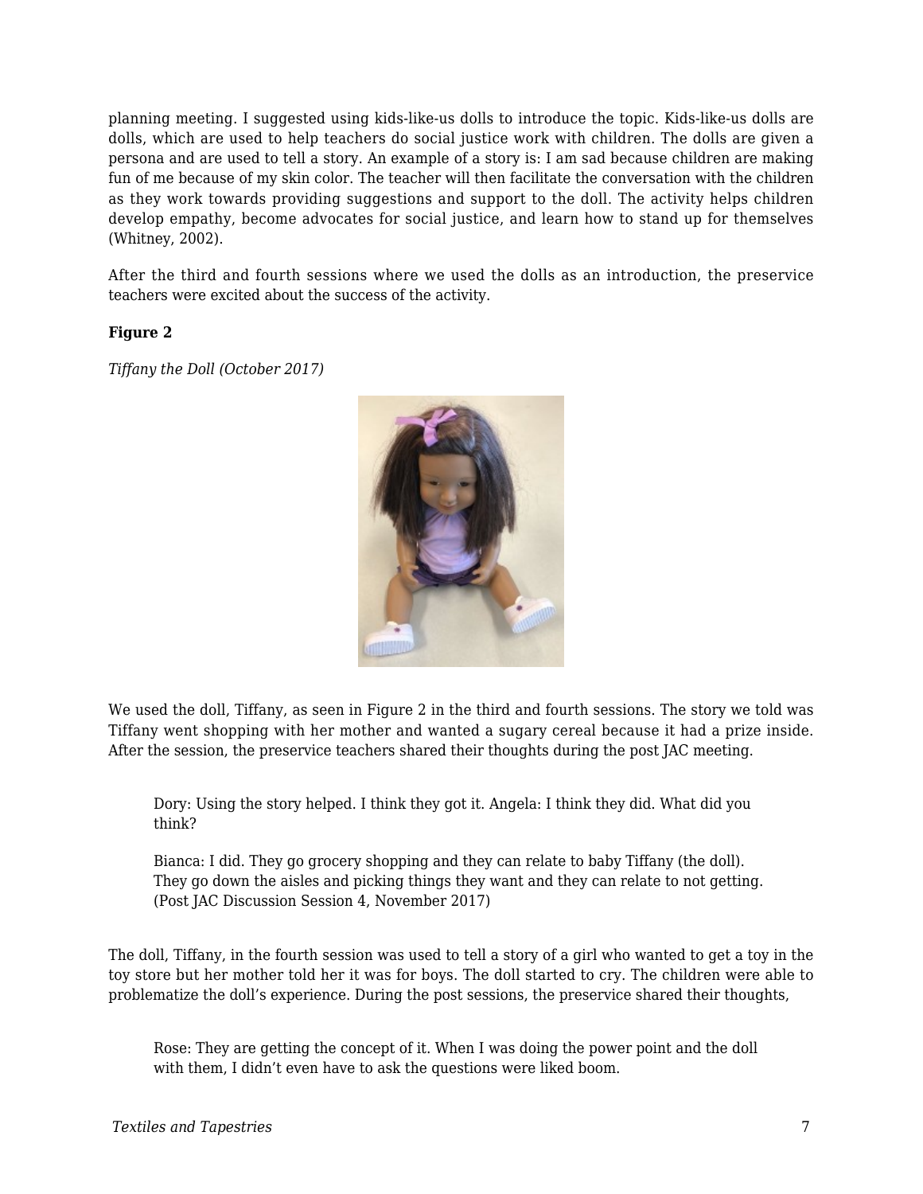planning meeting. I suggested using kids-like-us dolls to introduce the topic. Kids-like-us dolls are dolls, which are used to help teachers do social justice work with children. The dolls are given a persona and are used to tell a story. An example of a story is: I am sad because children are making fun of me because of my skin color. The teacher will then facilitate the conversation with the children as they work towards providing suggestions and support to the doll. The activity helps children develop empathy, become advocates for social justice, and learn how to stand up for themselves (Whitney, 2002).

After the third and fourth sessions where we used the dolls as an introduction, the preservice teachers were excited about the success of the activity.

**Figure 2**

*Tiffany the Doll (October 2017)*

We used the doll, Tiffany, as seen in Figure 2 in the third and fourth sessions. The story we told was Tiffany went shopping with her mother and wanted a sugary cereal because it had a prize inside. After the session, the preservice teachers shared their thoughts during the post JAC meeting.

> Dory: Using the story helped. I think they got it. Angela: I think they did. What did you think?
>
> Bianca: I did. They go grocery shopping and they can relate to baby Tiffany (the doll). They go down the aisles and picking things they want and they can relate to not getting. (Post JAC Discussion Session 4, November 2017)

The doll, Tiffany, in the fourth session was used to tell a story of a girl who wanted to get a toy in the toy store but her mother told her it was for boys. The doll started to cry. The children were able to problematize the doll's experience. During the post sessions, the preservice shared their thoughts,

> Rose: They are getting the concept of it. When I was doing the power point and the doll with them, I didn't even have to ask the questions were liked boom.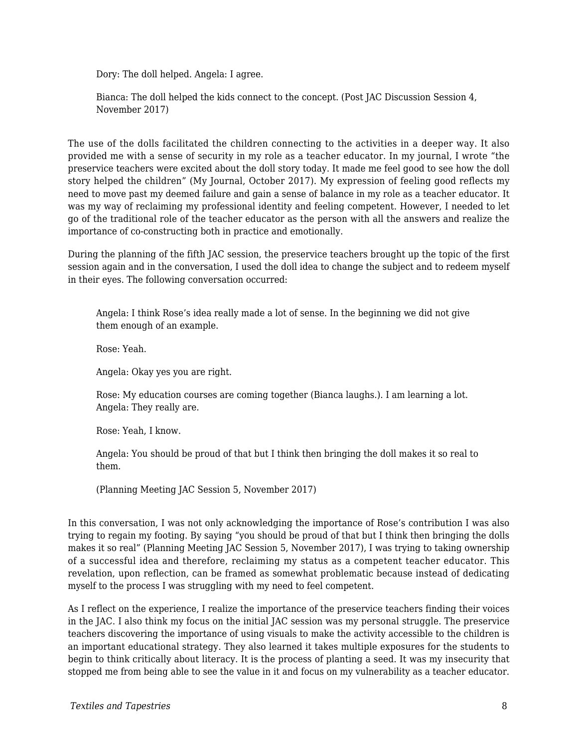> Dory: The doll helped. Angela: I agree.
>
> Bianca: The doll helped the kids connect to the concept. (Post JAC Discussion Session 4, November 2017)

The use of the dolls facilitated the children connecting to the activities in a deeper way. It also provided me with a sense of security in my role as a teacher educator. In my journal, I wrote "the preservice teachers were excited about the doll story today. It made me feel good to see how the doll story helped the children" (My Journal, October 2017). My expression of feeling good reflects my need to move past my deemed failure and gain a sense of balance in my role as a teacher educator. It was my way of reclaiming my professional identity and feeling competent. However, I needed to let go of the traditional role of the teacher educator as the person with all the answers and realize the importance of co-constructing both in practice and emotionally.

During the planning of the fifth JAC session, the preservice teachers brought up the topic of the first session again and in the conversation, I used the doll idea to change the subject and to redeem myself in their eyes. The following conversation occurred:

> Angela: I think Rose's idea really made a lot of sense. In the beginning we did not give them enough of an example.
>
> Rose: Yeah.
>
> Angela: Okay yes you are right.
>
> Rose: My education courses are coming together (Bianca laughs.). I am learning a lot. Angela: They really are.
>
> Rose: Yeah, I know.
>
> Angela: You should be proud of that but I think then bringing the doll makes it so real to them.
>
> (Planning Meeting JAC Session 5, November 2017)

In this conversation, I was not only acknowledging the importance of Rose's contribution I was also trying to regain my footing. By saying "you should be proud of that but I think then bringing the dolls makes it so real" (Planning Meeting JAC Session 5, November 2017), I was trying to taking ownership of a successful idea and therefore, reclaiming my status as a competent teacher educator. This revelation, upon reflection, can be framed as somewhat problematic because instead of dedicating myself to the process I was struggling with my need to feel competent.

As I reflect on the experience, I realize the importance of the preservice teachers finding their voices in the JAC. I also think my focus on the initial JAC session was my personal struggle. The preservice teachers discovering the importance of using visuals to make the activity accessible to the children is an important educational strategy. They also learned it takes multiple exposures for the students to begin to think critically about literacy. It is the process of planting a seed. It was my insecurity that stopped me from being able to see the value in it and focus on my vulnerability as a teacher educator.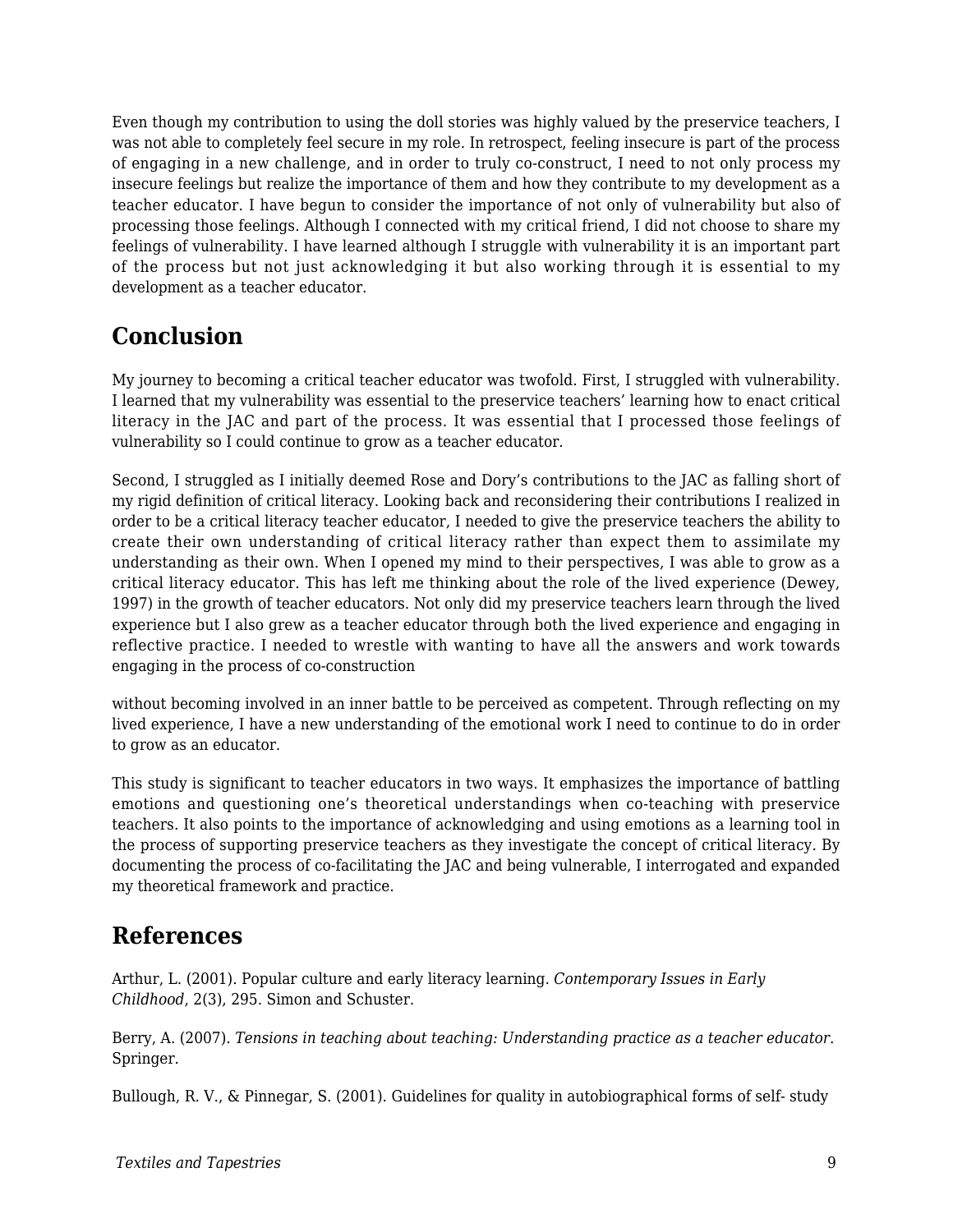Even though my contribution to using the doll stories was highly valued by the preservice teachers, I was not able to completely feel secure in my role. In retrospect, feeling insecure is part of the process of engaging in a new challenge, and in order to truly co-construct, I need to not only process my insecure feelings but realize the importance of them and how they contribute to my development as a teacher educator. I have begun to consider the importance of not only of vulnerability but also of processing those feelings. Although I connected with my critical friend, I did not choose to share my feelings of vulnerability. I have learned although I struggle with vulnerability it is an important part of the process but not just acknowledging it but also working through it is essential to my development as a teacher educator.

## Conclusion

My journey to becoming a critical teacher educator was twofold. First, I struggled with vulnerability. I learned that my vulnerability was essential to the preservice teachers' learning how to enact critical literacy in the JAC and part of the process. It was essential that I processed those feelings of vulnerability so I could continue to grow as a teacher educator.

Second, I struggled as I initially deemed Rose and Dory's contributions to the JAC as falling short of my rigid definition of critical literacy. Looking back and reconsidering their contributions I realized in order to be a critical literacy teacher educator, I needed to give the preservice teachers the ability to create their own understanding of critical literacy rather than expect them to assimilate my understanding as their own. When I opened my mind to their perspectives, I was able to grow as a critical literacy educator. This has left me thinking about the role of the lived experience (Dewey, 1997) in the growth of teacher educators. Not only did my preservice teachers learn through the lived experience but I also grew as a teacher educator through both the lived experience and engaging in reflective practice. I needed to wrestle with wanting to have all the answers and work towards engaging in the process of co-construction without becoming involved in an inner battle to be perceived as competent. Through reflecting on my lived experience, I have a new understanding of the emotional work I need to continue to do in order to grow as an educator.

This study is significant to teacher educators in two ways. It emphasizes the importance of battling emotions and questioning one's theoretical understandings when co-teaching with preservice teachers. It also points to the importance of acknowledging and using emotions as a learning tool in the process of supporting preservice teachers as they investigate the concept of critical literacy. By documenting the process of co-facilitating the JAC and being vulnerable, I interrogated and expanded my theoretical framework and practice.

## References

Arthur, L. (2001). Popular culture and early literacy learning. *Contemporary Issues in Early Childhood*, 2(3), 295. Simon and Schuster.

Berry, A. (2007). *Tensions in teaching about teaching: Understanding practice as a teacher educator*. Springer.

Bullough, R. V., & Pinnegar, S. (2001). Guidelines for quality in autobiographical forms of self- study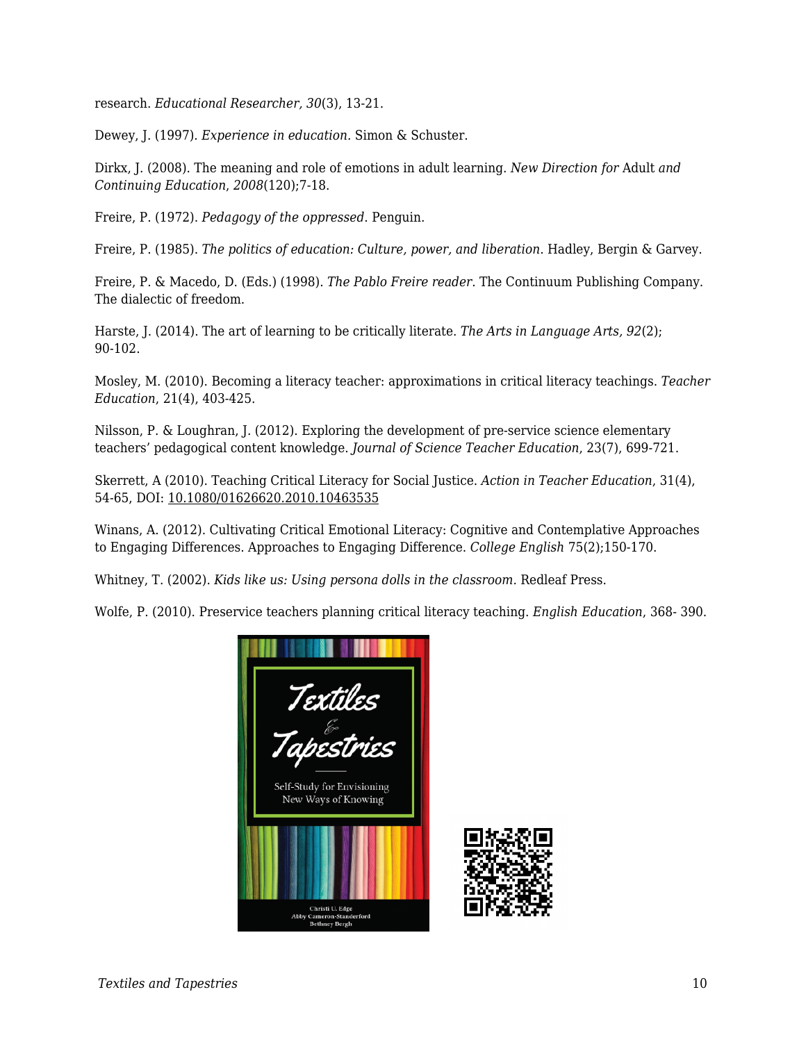research. *Educational Researcher, 30*(3), 13-21.

Dewey, J. (1997). *Experience in education.* Simon & Schuster.

Dirkx, J. (2008). The meaning and role of emotions in adult learning. *New Direction for* Adult *and Continuing Education*, *2008*(120);7-18.

Freire, P. (1972). *Pedagogy of the oppressed*. Penguin.

Freire, P. (1985). *The politics of education: Culture, power, and liberation*. Hadley, Bergin & Garvey.

Freire, P. & Macedo, D. (Eds.) (1998). *The Pablo Freire reader*. The Continuum Publishing Company. The dialectic of freedom.

Harste, J. (2014). The art of learning to be critically literate. *The Arts in Language Arts, 92*(2); 90-102.

Mosley, M. (2010). Becoming a literacy teacher: approximations in critical literacy teachings. *Teacher Education*, 21(4), 403-425.

Nilsson, P. & Loughran, J. (2012). Exploring the development of pre-service science elementary teachers' pedagogical content knowledge. *Journal of Science Teacher Education*, 23(7), 699-721.

Skerrett, A (2010). Teaching Critical Literacy for Social Justice. *Action in Teacher Education*, 31(4), 54-65, DOI: 10.1080/01626620.2010.10463535

Winans, A. (2012). Cultivating Critical Emotional Literacy: Cognitive and Contemplative Approaches to Engaging Differences. Approaches to Engaging Difference. *College English* 75(2);150-170.

Whitney, T. (2002). *Kids like us: Using persona dolls in the classroom.* Redleaf Press.

Wolfe, P. (2010). Preservice teachers planning critical literacy teaching. *English Education*, 368- 390.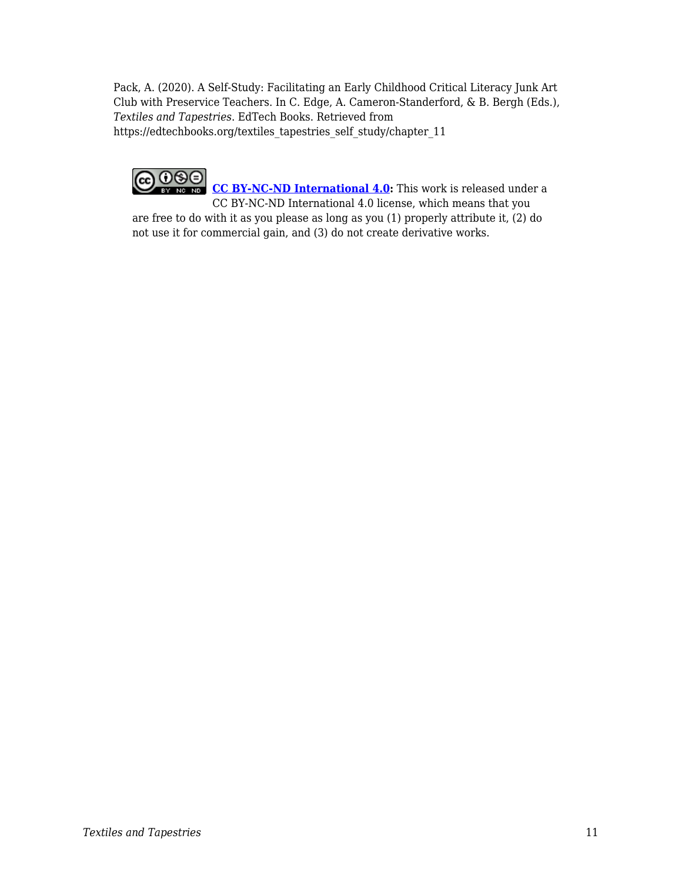Pack, A. (2020). A Self-Study: Facilitating an Early Childhood Critical Literacy Junk Art Club with Preservice Teachers. In C. Edge, A. Cameron-Standerford, & B. Bergh (Eds.), *Textiles and Tapestries*. EdTech Books. Retrieved from https://edtechbooks.org/textiles_tapestries_self_study/chapter_11

**CC BY-NC-ND International 4.0:** This work is released under a CC BY-NC-ND International 4.0 license, which means that you are free to do with it as you please as long as you (1) properly attribute it, (2) do not use it for commercial gain, and (3) do not create derivative works.